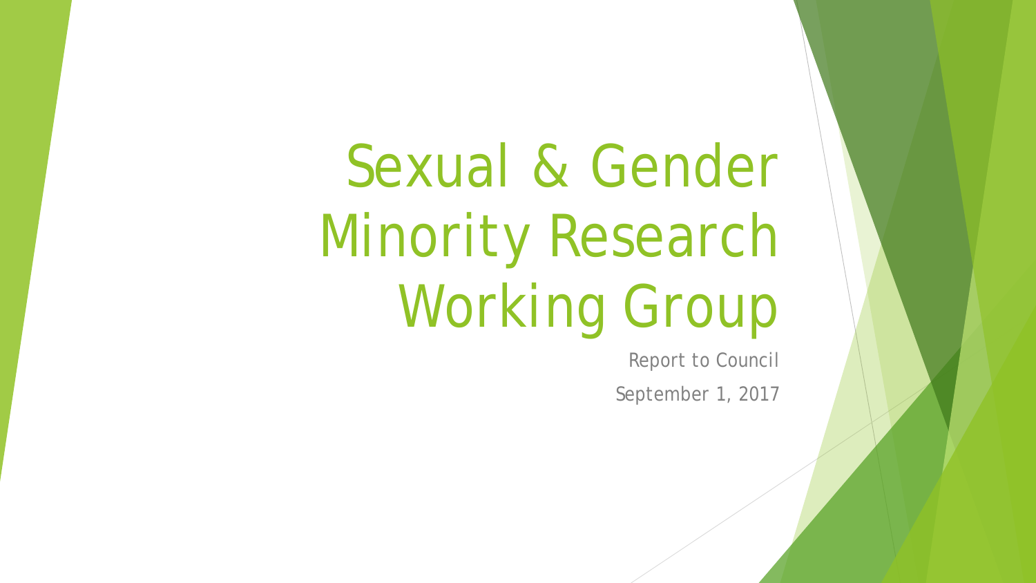# Sexual & Gender Minority Research Working Group

Report to Council

September 1, 2017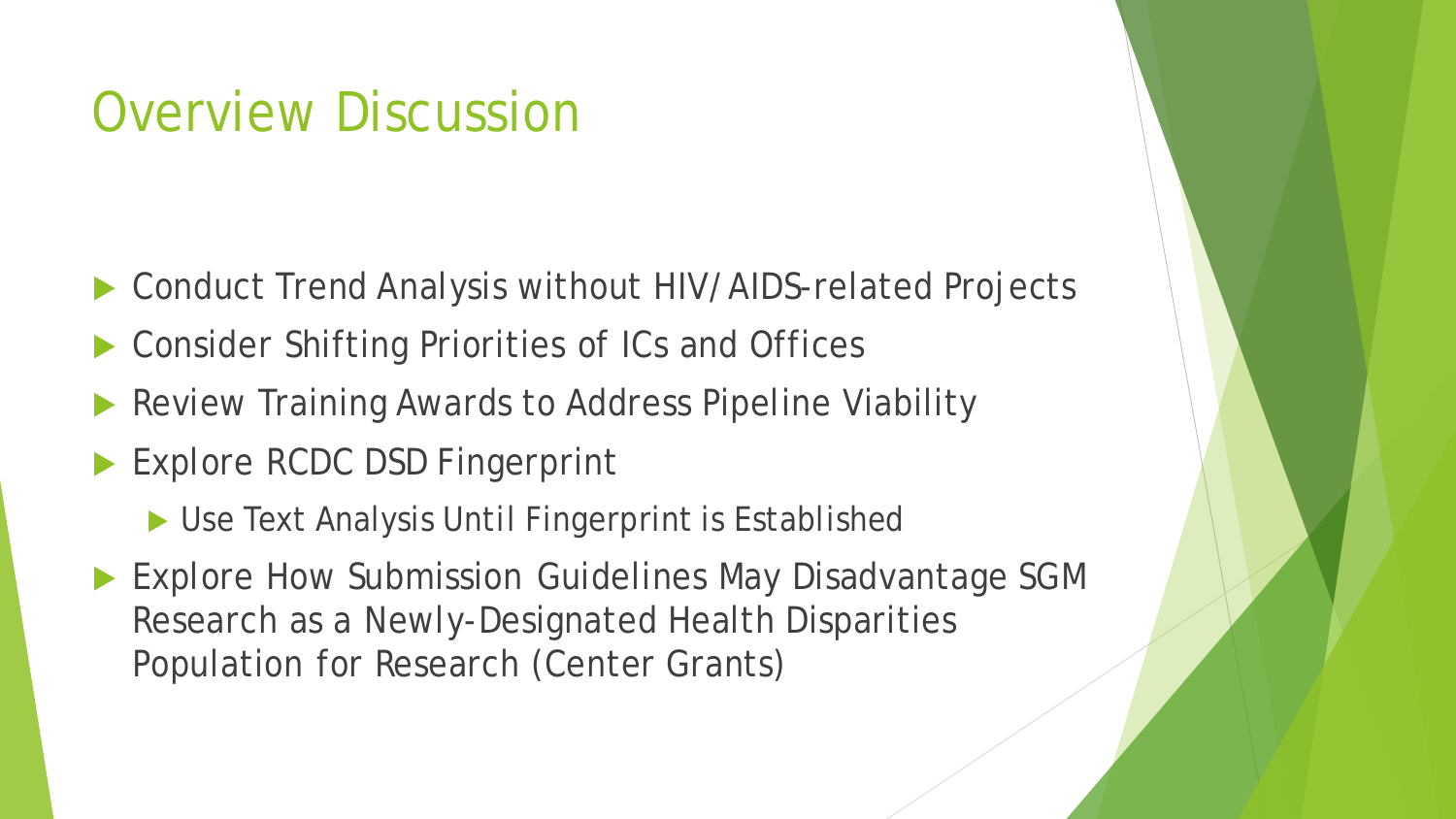# Overview Discussion

- Conduct Trend Analysis without HIV/AIDS-related Projects
- Consider Shifting Priorities of ICs and Offices
- Review Training Awards to Address Pipeline Viability
- Explore RCDC DSD Fingerprint
  - Use Text Analysis Until Fingerprint is Established
- Explore How Submission Guidelines May Disadvantage SGM Research as a Newly-Designated Health Disparities Population for Research (Center Grants)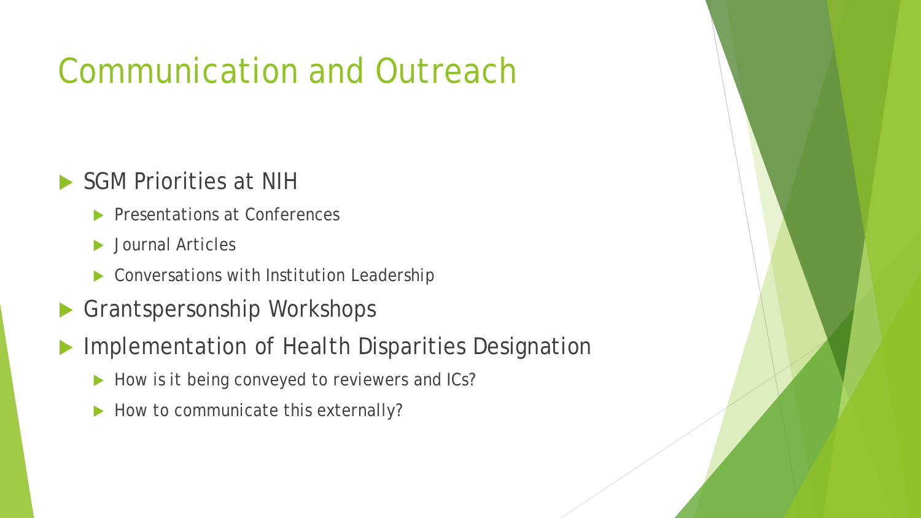# Communication and Outreach

- SGM Priorities at NIH
  - Presentations at Conferences
  - Journal Articles
  - Conversations with Institution Leadership
- Grantspersonship Workshops
- Implementation of Health Disparities Designation
  - How is it being conveyed to reviewers and ICs?
  - How to communicate this externally?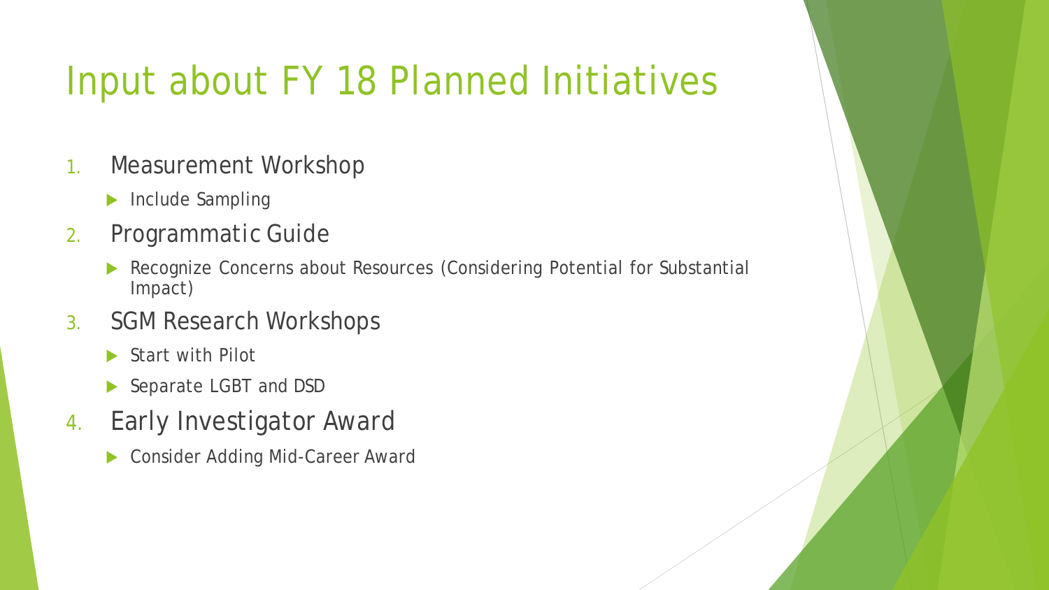# Input about FY 18 Planned Initiatives

1. Measurement Workshop
   - Include Sampling
2. Programmatic Guide
   - Recognize Concerns about Resources (Considering Potential for Substantial Impact)
3. SGM Research Workshops
   - Start with Pilot
   - Separate LGBT and DSD
4. Early Investigator Award
   - Consider Adding Mid-Career Award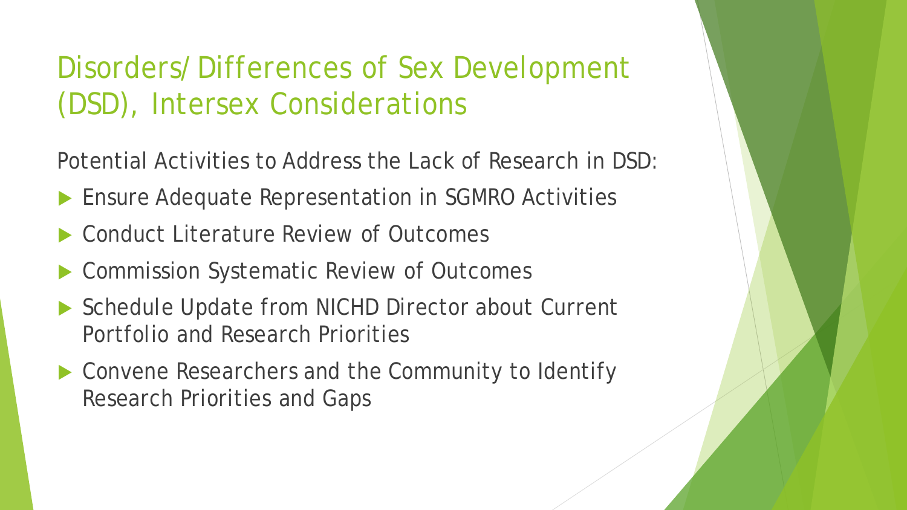# Disorders/Differences of Sex Development (DSD), Intersex Considerations

Potential Activities to Address the Lack of Research in DSD:

- Ensure Adequate Representation in SGMRO Activities
- Conduct Literature Review of Outcomes
- Commission Systematic Review of Outcomes
- Schedule Update from NICHD Director about Current Portfolio and Research Priorities
- Convene Researchers and the Community to Identify Research Priorities and Gaps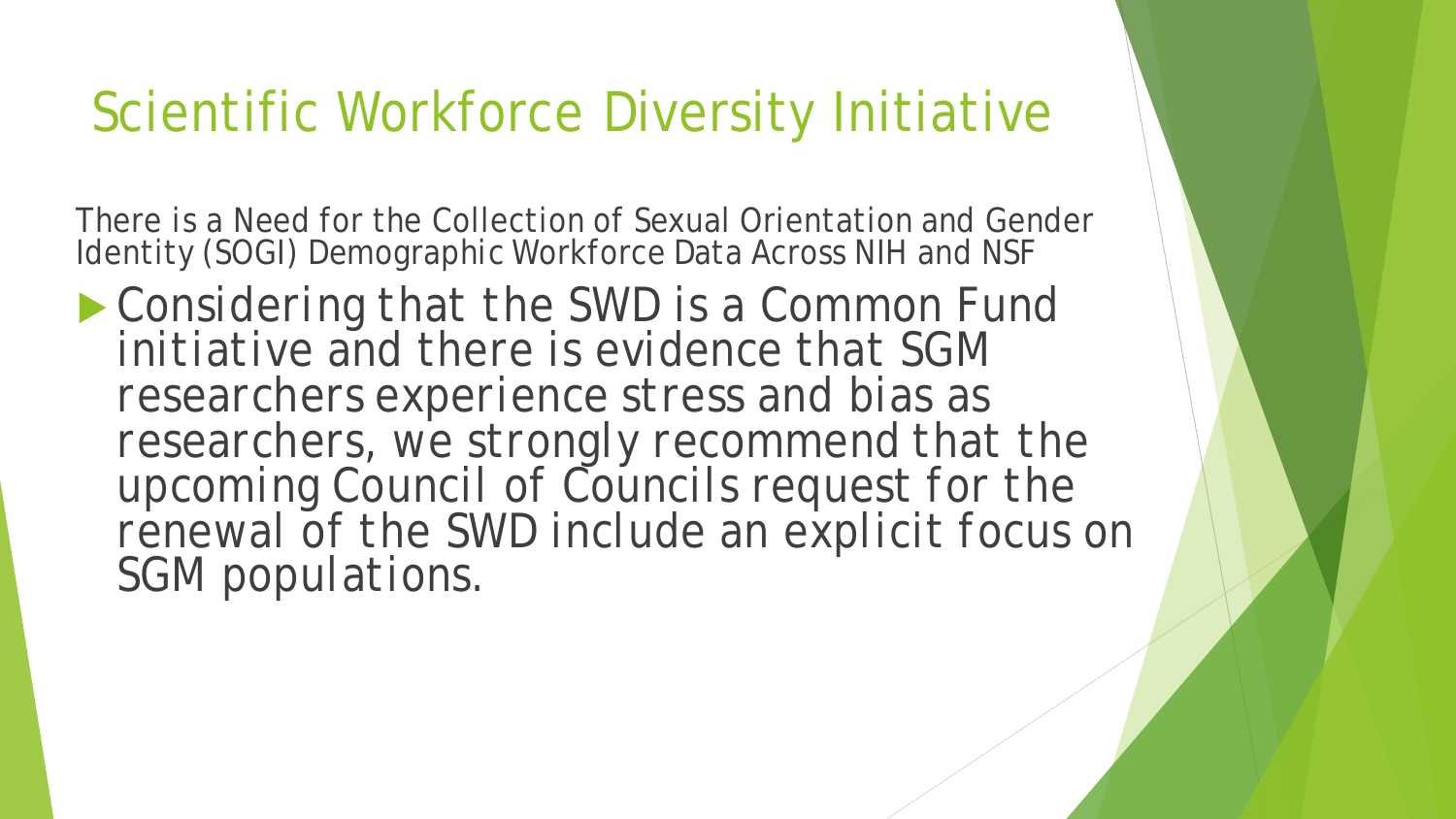# Scientific Workforce Diversity Initiative

There is a Need for the Collection of Sexual Orientation and Gender Identity (SOGI) Demographic Workforce Data Across NIH and NSF

- Considering that the SWD is a Common Fund initiative and there is evidence that SGM researchers experience stress and bias as researchers, we strongly recommend that the upcoming Council of Councils request for the renewal of the SWD include an explicit focus on SGM populations.